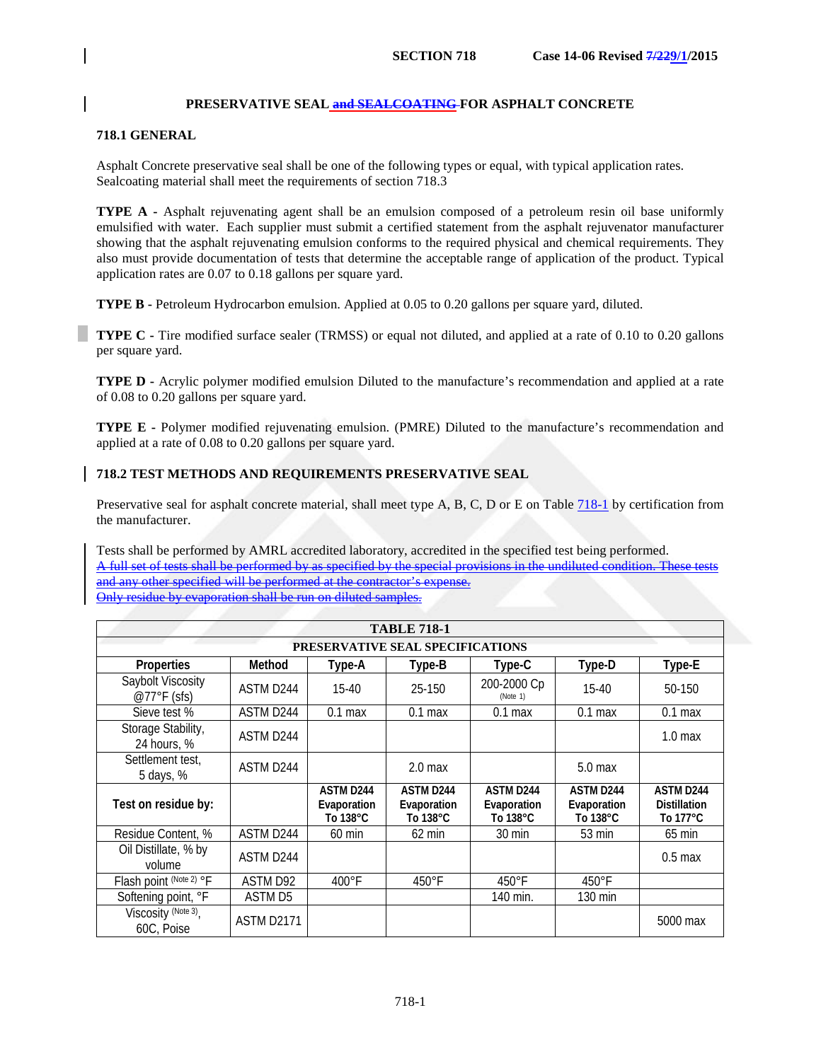SECTION 718 Case 14-06 Revised ~~7/22~~9/1/2015

# PRESERVATIVE SEAL ~~and SEALCOATING~~ FOR ASPHALT CONCRETE

## 718.1 GENERAL

Asphalt Concrete preservative seal shall be one of the following types or equal, with typical application rates. Sealcoating material shall meet the requirements of section 718.3

**TYPE A** - Asphalt rejuvenating agent shall be an emulsion composed of a petroleum resin oil base uniformly emulsified with water. Each supplier must submit a certified statement from the asphalt rejuvenator manufacturer showing that the asphalt rejuvenating emulsion conforms to the required physical and chemical requirements. They also must provide documentation of tests that determine the acceptable range of application of the product. Typical application rates are 0.07 to 0.18 gallons per square yard.

**TYPE B** - Petroleum Hydrocarbon emulsion. Applied at 0.05 to 0.20 gallons per square yard, diluted.

**TYPE C** - Tire modified surface sealer (TRMSS) or equal not diluted, and applied at a rate of 0.10 to 0.20 gallons per square yard.

**TYPE D** - Acrylic polymer modified emulsion Diluted to the manufacture's recommendation and applied at a rate of 0.08 to 0.20 gallons per square yard.

**TYPE E** - Polymer modified rejuvenating emulsion. (PMRE) Diluted to the manufacture's recommendation and applied at a rate of 0.08 to 0.20 gallons per square yard.

## 718.2 TEST METHODS AND REQUIREMENTS PRESERVATIVE SEAL

Preservative seal for asphalt concrete material, shall meet type A, B, C, D or E on Table 718-1 by certification from the manufacturer.

Tests shall be performed by AMRL accredited laboratory, accredited in the specified test being performed.
~~A full set of tests shall be performed by as specified by the special provisions in the undiluted condition. These tests and any other specified will be performed at the contractor's expense.~~
~~Only residue by evaporation shall be run on diluted samples.~~

**TABLE 718-1**

**PRESERVATIVE SEAL SPECIFICATIONS**

| Properties | Method | Type-A | Type-B | Type-C | Type-D | Type-E |
|---|---|---|---|---|---|---|
| Saybolt Viscosity @77°F (sfs) | ASTM D244 | 15-40 | 25-150 | 200-2000 Cp (Note 1) | 15-40 | 50-150 |
| Sieve test % | ASTM D244 | 0.1 max | 0.1 max | 0.1 max | 0.1 max | 0.1 max |
| Storage Stability, 24 hours, % | ASTM D244 | | | | | 1.0 max |
| Settlement test, 5 days, % | ASTM D244 | | 2.0 max | | 5.0 max | |
| **Test on residue by:** | | **ASTM D244 Evaporation To 138°C** | **ASTM D244 Evaporation To 138°C** | **ASTM D244 Evaporation To 138°C** | **ASTM D244 Evaporation To 138°C** | **ASTM D244 Distillation To 177°C** |
| Residue Content, % | ASTM D244 | 60 min | 62 min | 30 min | 53 min | 65 min |
| Oil Distillate, % by volume | ASTM D244 | | | | | 0.5 max |
| Flash point (Note 2) °F | ASTM D92 | 400°F | 450°F | 450°F | 450°F | |
| Softening point, °F | ASTM D5 | | | 140 min. | 130 min | |
| Viscosity (Note 3), 60C, Poise | ASTM D2171 | | | | | 5000 max |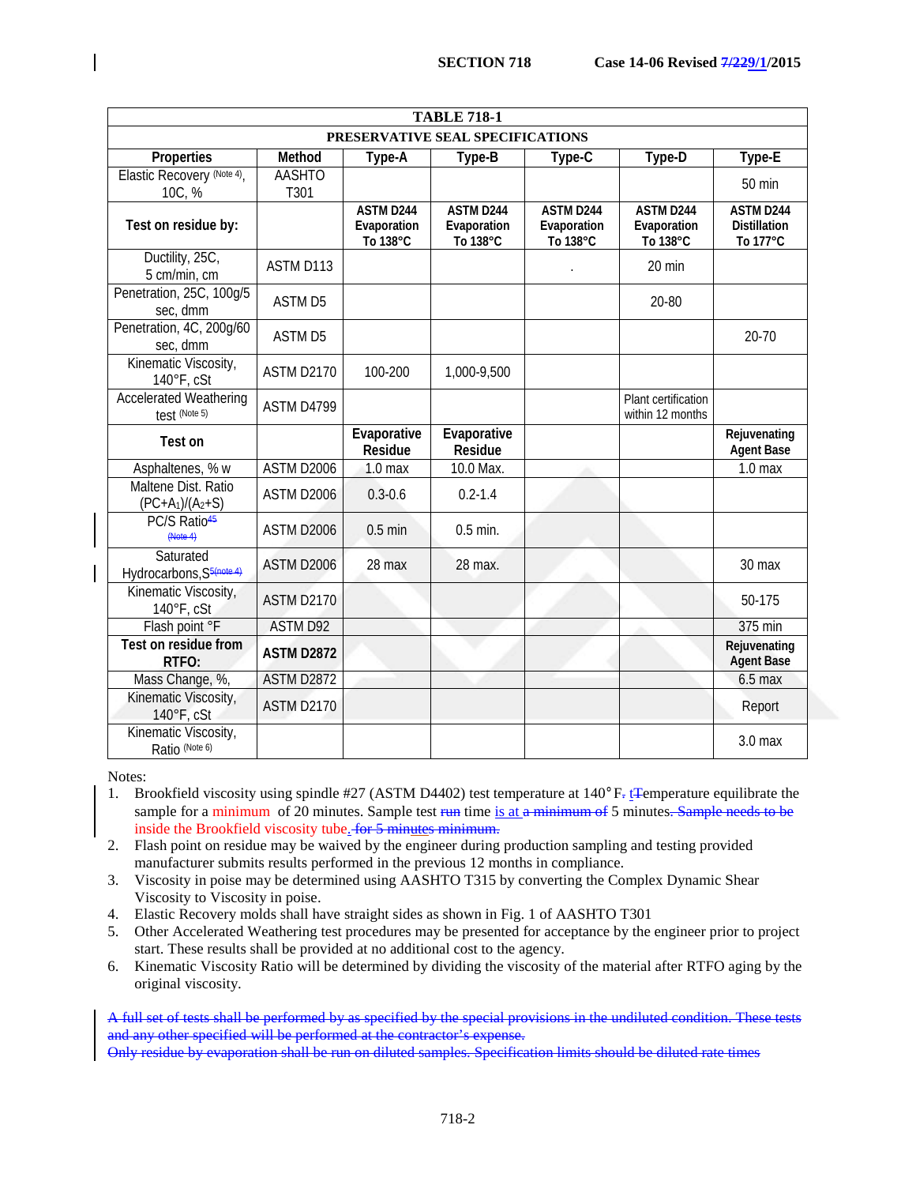| TABLE 718-1 | | | | | | |
|---|---|---|---|---|---|---|
| PRESERVATIVE SEAL SPECIFICATIONS | | | | | | |
| **Properties** | **Method** | **Type-A** | **Type-B** | **Type-C** | **Type-D** | **Type-E** |
| Elastic Recovery (Note 4), 10C, % | AASHTO T301 | | | | | 50 min |
| **Test on residue by:** | | **ASTM D244 Evaporation To 138°C** | **ASTM D244 Evaporation To 138°C** | **ASTM D244 Evaporation To 138°C** | **ASTM D244 Evaporation To 138°C** | **ASTM D244 Distillation To 177°C** |
| Ductility, 25C, 5 cm/min, cm | ASTM D113 | | | . | 20 min | |
| Penetration, 25C, 100g/5 sec, dmm | ASTM D5 | | | | 20-80 | |
| Penetration, 4C, 200g/60 sec, dmm | ASTM D5 | | | | | 20-70 |
| Kinematic Viscosity, 140°F, cSt | ASTM D2170 | 100-200 | 1,000-9,500 | | | |
| Accelerated Weathering test (Note 5) | ASTM D4799 | | | | Plant certification within 12 months | |
| **Test on** | | **Evaporative Residue** | **Evaporative Residue** | | | **Rejuvenating Agent Base** |
| Asphaltenes, % w | ASTM D2006 | 1.0 max | 10.0 Max. | | | 1.0 max |
| Maltene Dist. Ratio $(PC+A_1)/(A_2+S)$ | ASTM D2006 | 0.3-0.6 | 0.2-1.4 | | | |
| PC/S Ratio45 ~~(Note 4)~~ | ASTM D2006 | 0.5 min | 0.5 min. | | | |
| Saturated Hydrocarbons,S5~~(note 4)~~ | ASTM D2006 | 28 max | 28 max. | | | 30 max |
| Kinematic Viscosity, 140°F, cSt | ASTM D2170 | | | | | 50-175 |
| Flash point °F | ASTM D92 | | | | | 375 min |
| **Test on residue from RTFO:** | **ASTM D2872** | | | | | **Rejuvenating Agent Base** |
| Mass Change, %, | ASTM D2872 | | | | | 6.5 max |
| Kinematic Viscosity, 140°F, cSt | ASTM D2170 | | | | | Report |
| Kinematic Viscosity, Ratio (Note 6) | | | | | | 3.0 max |

Notes:

1. Brookfield viscosity using spindle #27 (ASTM D4402) test temperature at 140° F~~.~~ t~~T~~emperature equilibrate the sample for a minimum of 20 minutes. Sample test ~~run~~ time is at ~~a minimum of~~ 5 minutes~~. Sample needs to be~~ inside the Brookfield viscosity tube. ~~for 5 minutes minimum.~~
2. Flash point on residue may be waived by the engineer during production sampling and testing provided manufacturer submits results performed in the previous 12 months in compliance.
3. Viscosity in poise may be determined using AASHTO T315 by converting the Complex Dynamic Shear Viscosity to Viscosity in poise.
4. Elastic Recovery molds shall have straight sides as shown in Fig. 1 of AASHTO T301
5. Other Accelerated Weathering test procedures may be presented for acceptance by the engineer prior to project start. These results shall be provided at no additional cost to the agency.
6. Kinematic Viscosity Ratio will be determined by dividing the viscosity of the material after RTFO aging by the original viscosity.

~~A full set of tests shall be performed by as specified by the special provisions in the undiluted condition. These tests and any other specified will be performed at the contractor's expense.~~

~~Only residue by evaporation shall be run on diluted samples. Specification limits should be diluted rate times~~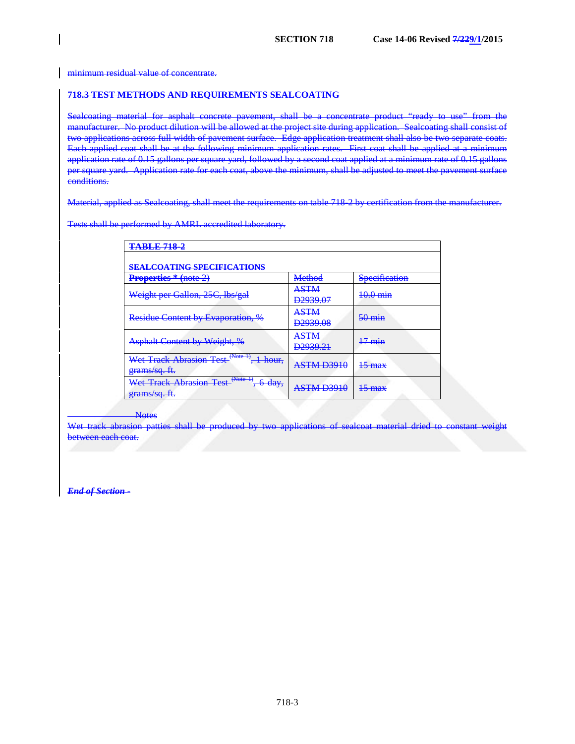minimum residual value of concentrate.

## 718.3 TEST METHODS AND REQUIREMENTS SEALCOATING

Sealcoating material for asphalt concrete pavement, shall be a concentrate product "ready to use" from the manufacturer. No product dilution will be allowed at the project site during application. Sealcoating shall consist of two applications across full width of pavement surface. Edge application treatment shall also be two separate coats. Each applied coat shall be at the following minimum application rates. First coat shall be applied at a minimum application rate of 0.15 gallons per square yard, followed by a second coat applied at a minimum rate of 0.15 gallons per square yard. Application rate for each coat, above the minimum, shall be adjusted to meet the pavement surface conditions.

Material, applied as Sealcoating, shall meet the requirements on table 718-2 by certification from the manufacturer.

Tests shall be performed by AMRL accredited laboratory.

**TABLE 718-2**

**SEALCOATING SPECIFICATIONS**

| **Properties * (note 2)** | Method | Specification |
|---|---|---|
| Weight per Gallon, 25C, lbs/gal | ASTM D2939.07 | 10.0 min |
| Residue Content by Evaporation, % | ASTM D2939.08 | 50 min |
| Asphalt Content by Weight, % | ASTM D2939.21 | 17 min |
| Wet Track Abrasion Test (Note 1), 1 hour, grams/sq. ft. | ASTM D3910 | 15 max |
| Wet Track Abrasion Test (Note 1), 6 day, grams/sq. ft. | ASTM D3910 | 15 max |

Notes

Wet track abrasion patties shall be produced by two applications of sealcoat material dried to constant weight between each coat.

***End of Section -***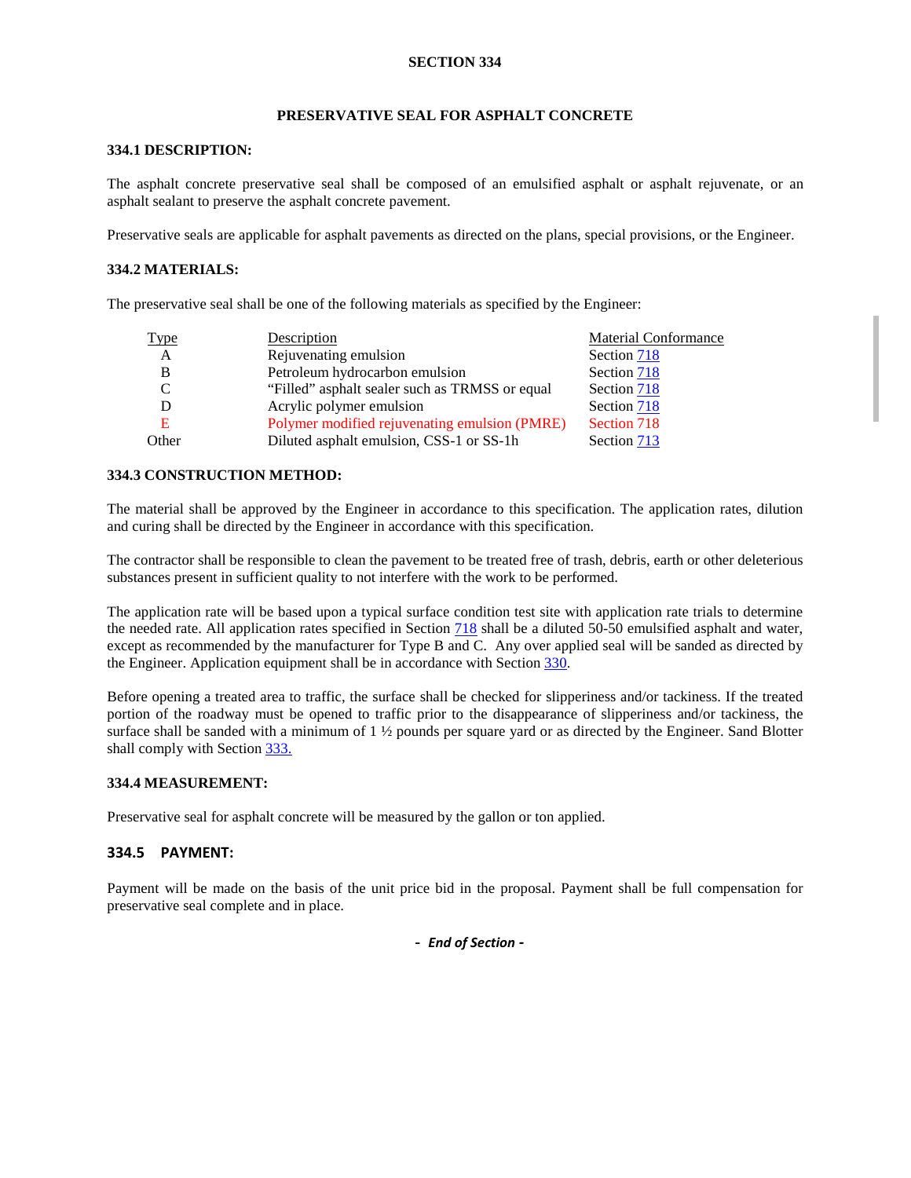# SECTION 334

## PRESERVATIVE SEAL FOR ASPHALT CONCRETE

### 334.1 DESCRIPTION:

The asphalt concrete preservative seal shall be composed of an emulsified asphalt or asphalt rejuvenate, or an asphalt sealant to preserve the asphalt concrete pavement.

Preservative seals are applicable for asphalt pavements as directed on the plans, special provisions, or the Engineer.

### 334.2 MATERIALS:

The preservative seal shall be one of the following materials as specified by the Engineer:

| Type | Description | Material Conformance |
|---|---|---|
| A | Rejuvenating emulsion | Section 718 |
| B | Petroleum hydrocarbon emulsion | Section 718 |
| C | "Filled" asphalt sealer such as TRMSS or equal | Section 718 |
| D | Acrylic polymer emulsion | Section 718 |
| E | Polymer modified rejuvenating emulsion (PMRE) | Section 718 |
| Other | Diluted asphalt emulsion, CSS-1 or SS-1h | Section 713 |

### 334.3 CONSTRUCTION METHOD:

The material shall be approved by the Engineer in accordance to this specification. The application rates, dilution and curing shall be directed by the Engineer in accordance with this specification.

The contractor shall be responsible to clean the pavement to be treated free of trash, debris, earth or other deleterious substances present in sufficient quality to not interfere with the work to be performed.

The application rate will be based upon a typical surface condition test site with application rate trials to determine the needed rate. All application rates specified in Section 718 shall be a diluted 50-50 emulsified asphalt and water, except as recommended by the manufacturer for Type B and C. Any over applied seal will be sanded as directed by the Engineer. Application equipment shall be in accordance with Section 330.

Before opening a treated area to traffic, the surface shall be checked for slipperiness and/or tackiness. If the treated portion of the roadway must be opened to traffic prior to the disappearance of slipperiness and/or tackiness, the surface shall be sanded with a minimum of 1 ½ pounds per square yard or as directed by the Engineer. Sand Blotter shall comply with Section 333.

### 334.4 MEASUREMENT:

Preservative seal for asphalt concrete will be measured by the gallon or ton applied.

### 334.5 PAYMENT:

Payment will be made on the basis of the unit price bid in the proposal. Payment shall be full compensation for preservative seal complete and in place.

***- End of Section -***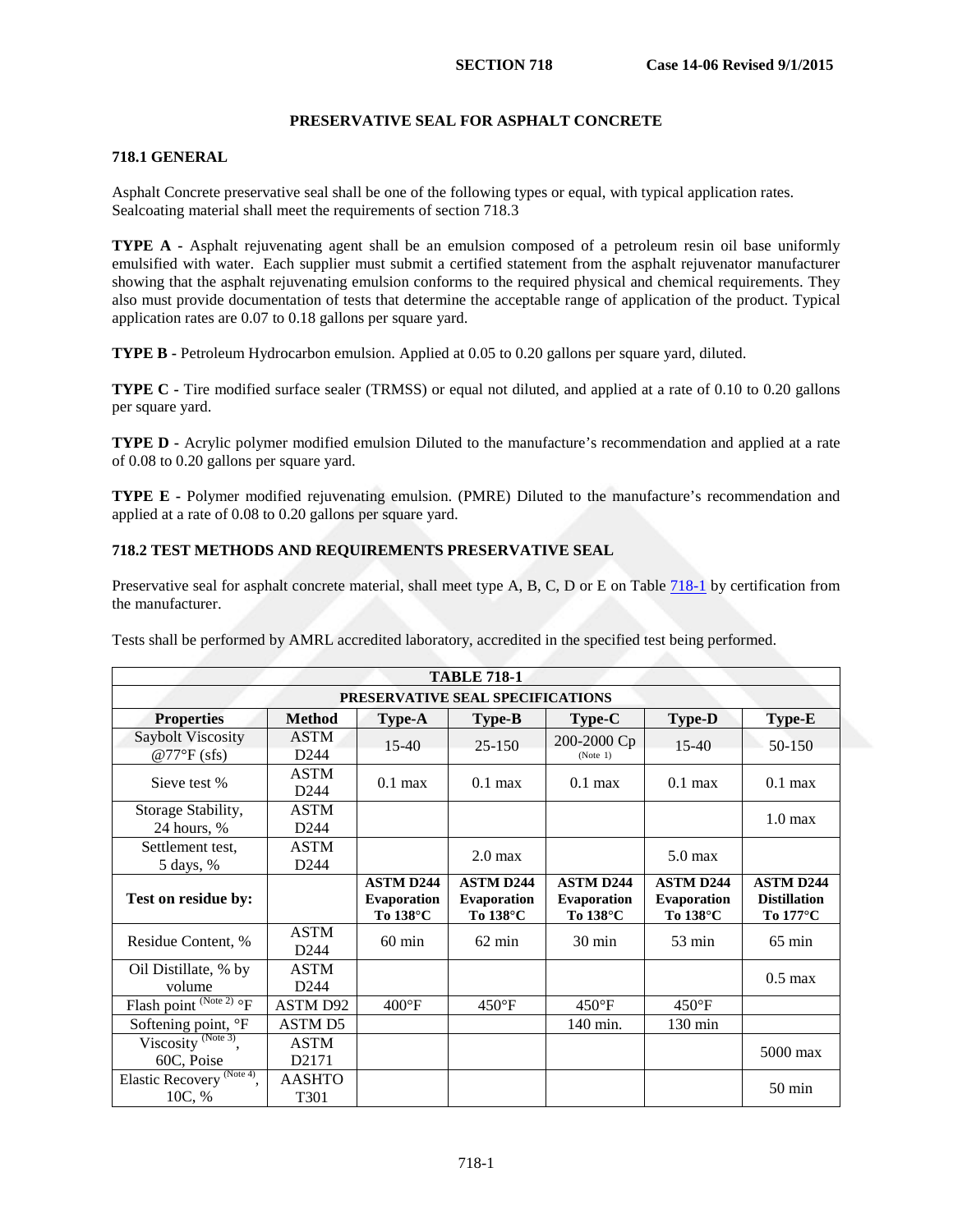# PRESERVATIVE SEAL FOR ASPHALT CONCRETE

## 718.1 GENERAL

Asphalt Concrete preservative seal shall be one of the following types or equal, with typical application rates. Sealcoating material shall meet the requirements of section 718.3

**TYPE A -** Asphalt rejuvenating agent shall be an emulsion composed of a petroleum resin oil base uniformly emulsified with water. Each supplier must submit a certified statement from the asphalt rejuvenator manufacturer showing that the asphalt rejuvenating emulsion conforms to the required physical and chemical requirements. They also must provide documentation of tests that determine the acceptable range of application of the product. Typical application rates are 0.07 to 0.18 gallons per square yard.

**TYPE B -** Petroleum Hydrocarbon emulsion. Applied at 0.05 to 0.20 gallons per square yard, diluted.

**TYPE C -** Tire modified surface sealer (TRMSS) or equal not diluted, and applied at a rate of 0.10 to 0.20 gallons per square yard.

**TYPE D -** Acrylic polymer modified emulsion Diluted to the manufacture's recommendation and applied at a rate of 0.08 to 0.20 gallons per square yard.

**TYPE E -** Polymer modified rejuvenating emulsion. (PMRE) Diluted to the manufacture's recommendation and applied at a rate of 0.08 to 0.20 gallons per square yard.

## 718.2 TEST METHODS AND REQUIREMENTS PRESERVATIVE SEAL

Preservative seal for asphalt concrete material, shall meet type A, B, C, D or E on Table 718-1 by certification from the manufacturer.

Tests shall be performed by AMRL accredited laboratory, accredited in the specified test being performed.

**TABLE 718-1**
**PRESERVATIVE SEAL SPECIFICATIONS**

| Properties | Method | Type-A | Type-B | Type-C | Type-D | Type-E |
|---|---|---|---|---|---|---|
| Saybolt Viscosity @77°F (sfs) | ASTM D244 | 15-40 | 25-150 | 200-2000 Cp (Note 1) | 15-40 | 50-150 |
| Sieve test % | ASTM D244 | 0.1 max | 0.1 max | 0.1 max | 0.1 max | 0.1 max |
| Storage Stability, 24 hours, % | ASTM D244 | | | | | 1.0 max |
| Settlement test, 5 days, % | ASTM D244 | | 2.0 max | | 5.0 max | |
| **Test on residue by:** | | **ASTM D244 Evaporation To 138°C** | **ASTM D244 Evaporation To 138°C** | **ASTM D244 Evaporation To 138°C** | **ASTM D244 Evaporation To 138°C** | **ASTM D244 Distillation To 177°C** |
| Residue Content, % | ASTM D244 | 60 min | 62 min | 30 min | 53 min | 65 min |
| Oil Distillate, % by volume | ASTM D244 | | | | | 0.5 max |
| Flash point (Note 2) °F | ASTM D92 | 400°F | 450°F | 450°F | 450°F | |
| Softening point, °F | ASTM D5 | | | 140 min. | 130 min | |
| Viscosity (Note 3), 60C, Poise | ASTM D2171 | | | | | 5000 max |
| Elastic Recovery (Note 4), 10C, % | AASHTO T301 | | | | | 50 min |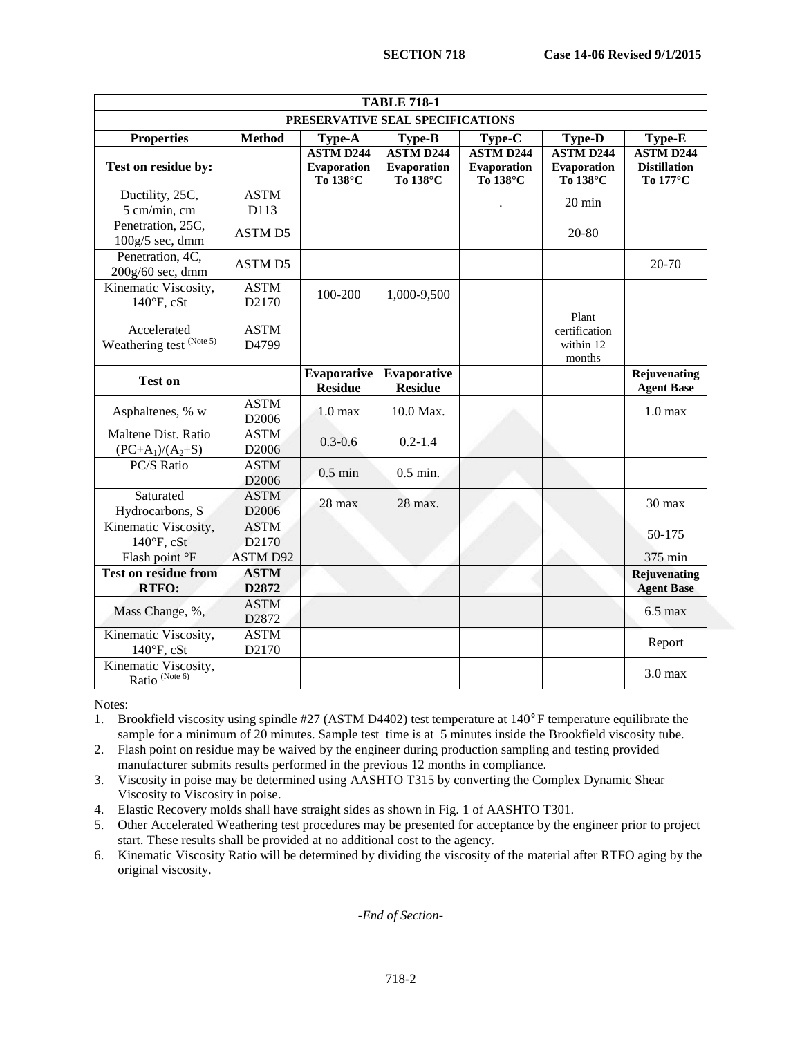| TABLE 718-1 | | | | | | |
|---|---|---|---|---|---|---|
| PRESERVATIVE SEAL SPECIFICATIONS | | | | | | |
| **Properties** | **Method** | **Type-A** | **Type-B** | **Type-C** | **Type-D** | **Type-E** |
| **Test on residue by:** | | **ASTM D244 Evaporation To 138°C** | **ASTM D244 Evaporation To 138°C** | **ASTM D244 Evaporation To 138°C** | **ASTM D244 Evaporation To 138°C** | **ASTM D244 Distillation To 177°C** |
| Ductility, 25C, 5 cm/min, cm | ASTM D113 | | | . | 20 min | |
| Penetration, 25C, 100g/5 sec, dmm | ASTM D5 | | | | 20-80 | |
| Penetration, 4C, 200g/60 sec, dmm | ASTM D5 | | | | | 20-70 |
| Kinematic Viscosity, 140°F, cSt | ASTM D2170 | 100-200 | 1,000-9,500 | | | |
| Accelerated Weathering test (Note 5) | ASTM D4799 | | | | Plant certification within 12 months | |
| **Test on** | | **Evaporative Residue** | **Evaporative Residue** | | | **Rejuvenating Agent Base** |
| Asphaltenes, % w | ASTM D2006 | 1.0 max | 10.0 Max. | | | 1.0 max |
| Maltene Dist. Ratio $(PC+A_1)/(A_2+S)$ | ASTM D2006 | 0.3-0.6 | 0.2-1.4 | | | |
| PC/S Ratio | ASTM D2006 | 0.5 min | 0.5 min. | | | |
| Saturated Hydrocarbons, S | ASTM D2006 | 28 max | 28 max. | | | 30 max |
| Kinematic Viscosity, 140°F, cSt | ASTM D2170 | | | | | 50-175 |
| Flash point °F | ASTM D92 | | | | | 375 min |
| **Test on residue from RTFO:** | **ASTM D2872** | | | | | **Rejuvenating Agent Base** |
| Mass Change, %, | ASTM D2872 | | | | | 6.5 max |
| Kinematic Viscosity, 140°F, cSt | ASTM D2170 | | | | | Report |
| Kinematic Viscosity, Ratio (Note 6) | | | | | | 3.0 max |

Notes:

1. Brookfield viscosity using spindle #27 (ASTM D4402) test temperature at 140° F temperature equilibrate the sample for a minimum of 20 minutes. Sample test time is at 5 minutes inside the Brookfield viscosity tube.
2. Flash point on residue may be waived by the engineer during production sampling and testing provided manufacturer submits results performed in the previous 12 months in compliance.
3. Viscosity in poise may be determined using AASHTO T315 by converting the Complex Dynamic Shear Viscosity to Viscosity in poise.
4. Elastic Recovery molds shall have straight sides as shown in Fig. 1 of AASHTO T301.
5. Other Accelerated Weathering test procedures may be presented for acceptance by the engineer prior to project start. These results shall be provided at no additional cost to the agency.
6. Kinematic Viscosity Ratio will be determined by dividing the viscosity of the material after RTFO aging by the original viscosity.

*-End of Section-*